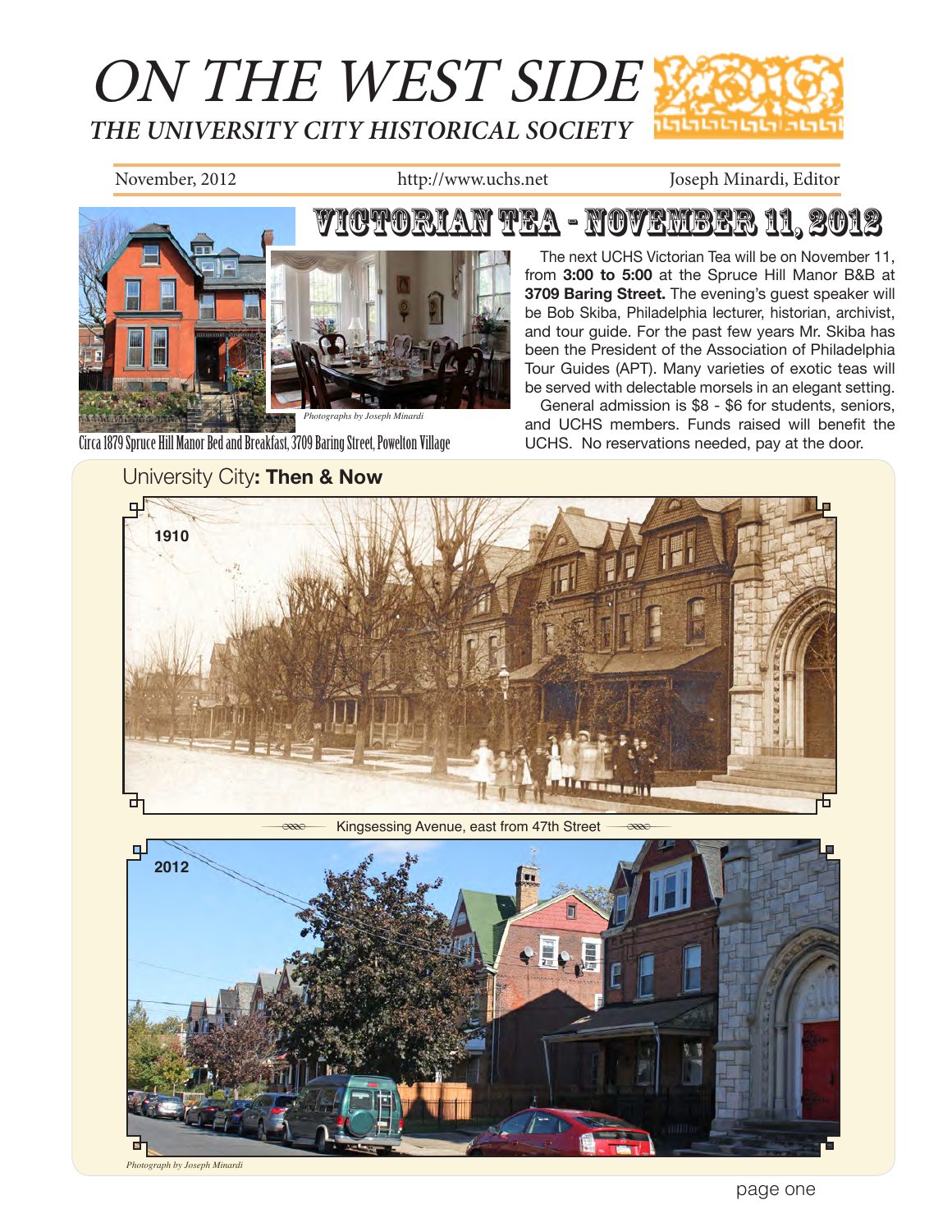# ON THE WEST SIDE

## THE UNIVERSITY CITY HISTORICAL SOCIETY

November, 2012 | http://www.uchs.net | Joseph Minardi, Editor

## VICTORIAN TEA - NOVEMBER 11, 2012

*Photographs by Joseph Minardi*

Circa 1879 Spruce Hill Manor Bed and Breakfast, 3709 Baring Street, Powelton Village

The next UCHS Victorian Tea will be on November 11, from **3:00 to 5:00** at the Spruce Hill Manor B&B at **3709 Baring Street.** The evening's guest speaker will be Bob Skiba, Philadelphia lecturer, historian, archivist, and tour guide. For the past few years Mr. Skiba has been the President of the Association of Philadelphia Tour Guides (APT). Many varieties of exotic teas will be served with delectable morsels in an elegant setting.

General admission is $8 - $6 for students, seniors, and UCHS members. Funds raised will benefit the UCHS. No reservations needed, pay at the door.

## University City**: Then & Now**

1910

Kingsessing Avenue, east from 47th Street

2012

*Photograph by Joseph Minardi*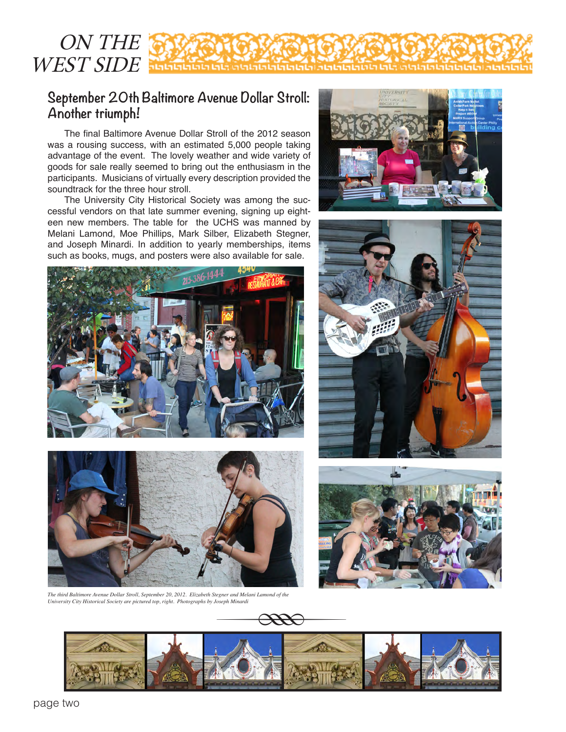# ON THE WEST SIDE

## September 20th Baltimore Avenue Dollar Stroll: Another triumph!

The final Baltimore Avenue Dollar Stroll of the 2012 season was a rousing success, with an estimated 5,000 people taking advantage of the event. The lovely weather and wide variety of goods for sale really seemed to bring out the enthusiasm in the participants. Musicians of virtually every description provided the soundtrack for the three hour stroll.

The University City Historical Society was among the successful vendors on that late summer evening, signing up eighteen new members. The table for the UCHS was manned by Melani Lamond, Moe Phillips, Mark Silber, Elizabeth Stegner, and Joseph Minardi. In addition to yearly memberships, items such as books, mugs, and posters were also available for sale.

*The third Baltimore Avenue Dollar Stroll, September 20, 2012. Elizabeth Stegner and Melani Lamond of the University City Historical Society are pictured top, right. Photographs by Joseph Minardi*